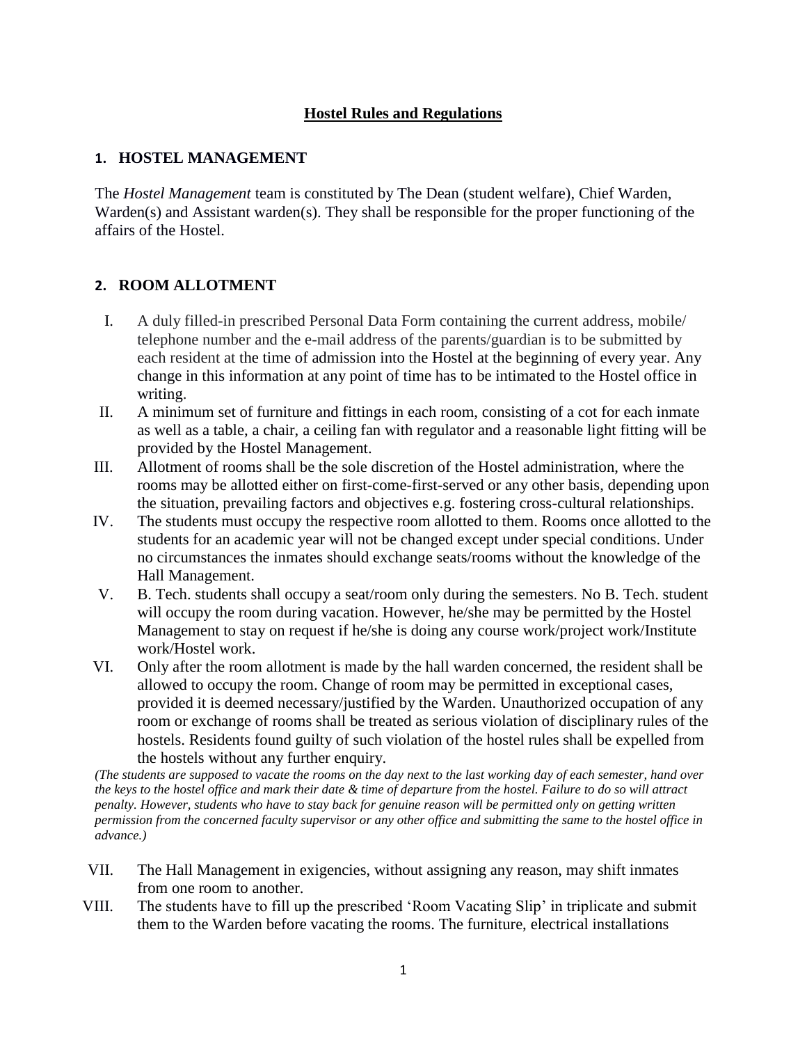# Hostel Rules and Regulations

## 1. HOSTEL MANAGEMENT

The *Hostel Management* team is constituted by The Dean (student welfare), Chief Warden, Warden(s) and Assistant warden(s). They shall be responsible for the proper functioning of the affairs of the Hostel.

## 2. ROOM ALLOTMENT

I. A duly filled-in prescribed Personal Data Form containing the current address, mobile/ telephone number and the e-mail address of the parents/guardian is to be submitted by each resident at the time of admission into the Hostel at the beginning of every year. Any change in this information at any point of time has to be intimated to the Hostel office in writing.

II. A minimum set of furniture and fittings in each room, consisting of a cot for each inmate as well as a table, a chair, a ceiling fan with regulator and a reasonable light fitting will be provided by the Hostel Management.

III. Allotment of rooms shall be the sole discretion of the Hostel administration, where the rooms may be allotted either on first-come-first-served or any other basis, depending upon the situation, prevailing factors and objectives e.g. fostering cross-cultural relationships.

IV. The students must occupy the respective room allotted to them. Rooms once allotted to the students for an academic year will not be changed except under special conditions. Under no circumstances the inmates should exchange seats/rooms without the knowledge of the Hall Management.

V. B. Tech. students shall occupy a seat/room only during the semesters. No B. Tech. student will occupy the room during vacation. However, he/she may be permitted by the Hostel Management to stay on request if he/she is doing any course work/project work/Institute work/Hostel work.

VI. Only after the room allotment is made by the hall warden concerned, the resident shall be allowed to occupy the room. Change of room may be permitted in exceptional cases, provided it is deemed necessary/justified by the Warden. Unauthorized occupation of any room or exchange of rooms shall be treated as serious violation of disciplinary rules of the hostels. Residents found guilty of such violation of the hostel rules shall be expelled from the hostels without any further enquiry.

*(The students are supposed to vacate the rooms on the day next to the last working day of each semester, hand over the keys to the hostel office and mark their date & time of departure from the hostel. Failure to do so will attract penalty. However, students who have to stay back for genuine reason will be permitted only on getting written permission from the concerned faculty supervisor or any other office and submitting the same to the hostel office in advance.)*

VII. The Hall Management in exigencies, without assigning any reason, may shift inmates from one room to another.

VIII. The students have to fill up the prescribed 'Room Vacating Slip' in triplicate and submit them to the Warden before vacating the rooms. The furniture, electrical installations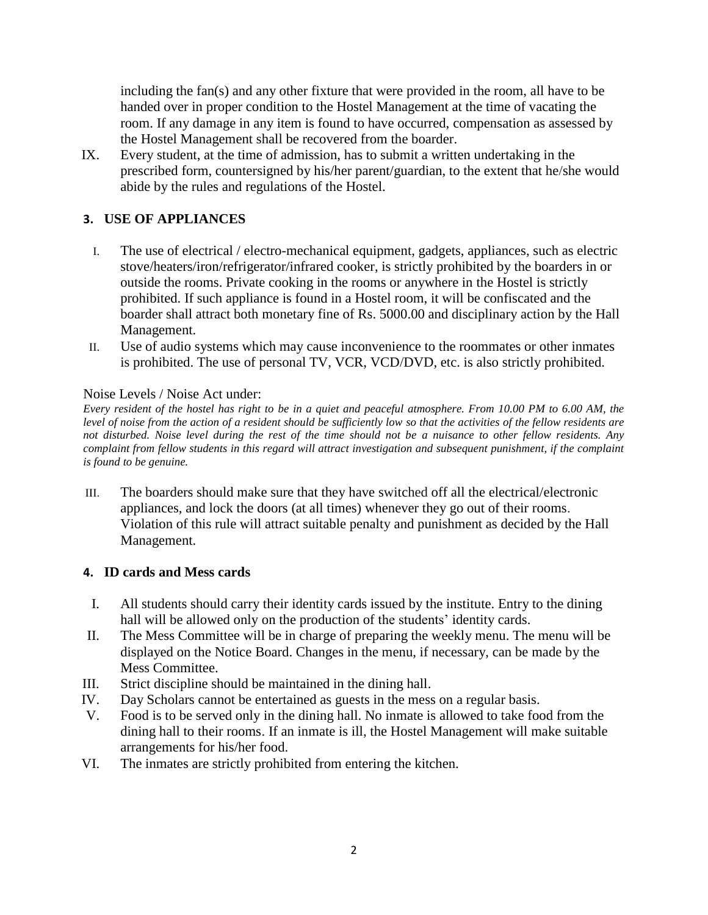including the fan(s) and any other fixture that were provided in the room, all have to be handed over in proper condition to the Hostel Management at the time of vacating the room. If any damage in any item is found to have occurred, compensation as assessed by the Hostel Management shall be recovered from the boarder.

IX. Every student, at the time of admission, has to submit a written undertaking in the prescribed form, countersigned by his/her parent/guardian, to the extent that he/she would abide by the rules and regulations of the Hostel.

## 3. USE OF APPLIANCES

I. The use of electrical / electro-mechanical equipment, gadgets, appliances, such as electric stove/heaters/iron/refrigerator/infrared cooker, is strictly prohibited by the boarders in or outside the rooms. Private cooking in the rooms or anywhere in the Hostel is strictly prohibited. If such appliance is found in a Hostel room, it will be confiscated and the boarder shall attract both monetary fine of Rs. 5000.00 and disciplinary action by the Hall Management.

II. Use of audio systems which may cause inconvenience to the roommates or other inmates is prohibited. The use of personal TV, VCR, VCD/DVD, etc. is also strictly prohibited.

Noise Levels / Noise Act under:

*Every resident of the hostel has right to be in a quiet and peaceful atmosphere. From 10.00 PM to 6.00 AM, the level of noise from the action of a resident should be sufficiently low so that the activities of the fellow residents are not disturbed. Noise level during the rest of the time should not be a nuisance to other fellow residents. Any complaint from fellow students in this regard will attract investigation and subsequent punishment, if the complaint is found to be genuine.*

III. The boarders should make sure that they have switched off all the electrical/electronic appliances, and lock the doors (at all times) whenever they go out of their rooms. Violation of this rule will attract suitable penalty and punishment as decided by the Hall Management.

## 4. ID cards and Mess cards

I. All students should carry their identity cards issued by the institute. Entry to the dining hall will be allowed only on the production of the students' identity cards.

II. The Mess Committee will be in charge of preparing the weekly menu. The menu will be displayed on the Notice Board. Changes in the menu, if necessary, can be made by the Mess Committee.

III. Strict discipline should be maintained in the dining hall.

IV. Day Scholars cannot be entertained as guests in the mess on a regular basis.

V. Food is to be served only in the dining hall. No inmate is allowed to take food from the dining hall to their rooms. If an inmate is ill, the Hostel Management will make suitable arrangements for his/her food.

VI. The inmates are strictly prohibited from entering the kitchen.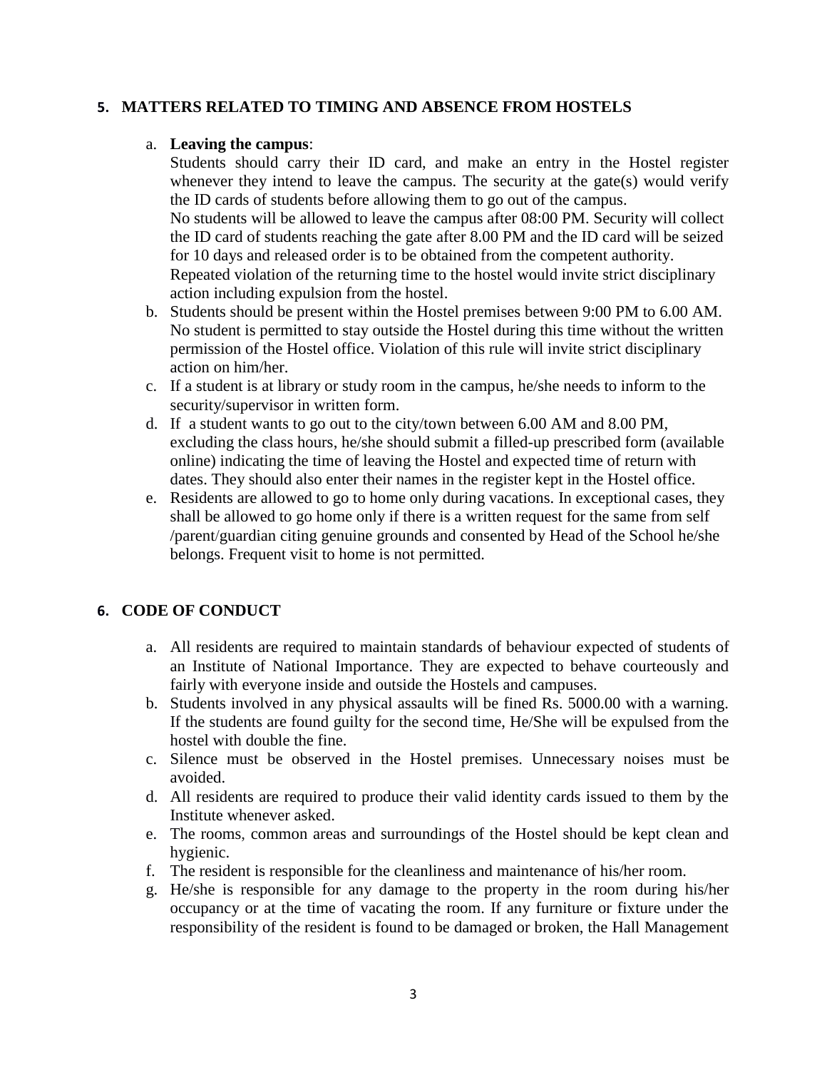## 5. MATTERS RELATED TO TIMING AND ABSENCE FROM HOSTELS

a. **Leaving the campus**:
   Students should carry their ID card, and make an entry in the Hostel register whenever they intend to leave the campus. The security at the gate(s) would verify the ID cards of students before allowing them to go out of the campus.
   No students will be allowed to leave the campus after 08:00 PM. Security will collect the ID card of students reaching the gate after 8.00 PM and the ID card will be seized for 10 days and released order is to be obtained from the competent authority.
   Repeated violation of the returning time to the hostel would invite strict disciplinary action including expulsion from the hostel.
b. Students should be present within the Hostel premises between 9:00 PM to 6.00 AM. No student is permitted to stay outside the Hostel during this time without the written permission of the Hostel office. Violation of this rule will invite strict disciplinary action on him/her.
c. If a student is at library or study room in the campus, he/she needs to inform to the security/supervisor in written form.
d. If a student wants to go out to the city/town between 6.00 AM and 8.00 PM, excluding the class hours, he/she should submit a filled-up prescribed form (available online) indicating the time of leaving the Hostel and expected time of return with dates. They should also enter their names in the register kept in the Hostel office.
e. Residents are allowed to go to home only during vacations. In exceptional cases, they shall be allowed to go home only if there is a written request for the same from self /parent/guardian citing genuine grounds and consented by Head of the School he/she belongs. Frequent visit to home is not permitted.

## 6. CODE OF CONDUCT

a. All residents are required to maintain standards of behaviour expected of students of an Institute of National Importance. They are expected to behave courteously and fairly with everyone inside and outside the Hostels and campuses.
b. Students involved in any physical assaults will be fined Rs. 5000.00 with a warning. If the students are found guilty for the second time, He/She will be expulsed from the hostel with double the fine.
c. Silence must be observed in the Hostel premises. Unnecessary noises must be avoided.
d. All residents are required to produce their valid identity cards issued to them by the Institute whenever asked.
e. The rooms, common areas and surroundings of the Hostel should be kept clean and hygienic.
f. The resident is responsible for the cleanliness and maintenance of his/her room.
g. He/she is responsible for any damage to the property in the room during his/her occupancy or at the time of vacating the room. If any furniture or fixture under the responsibility of the resident is found to be damaged or broken, the Hall Management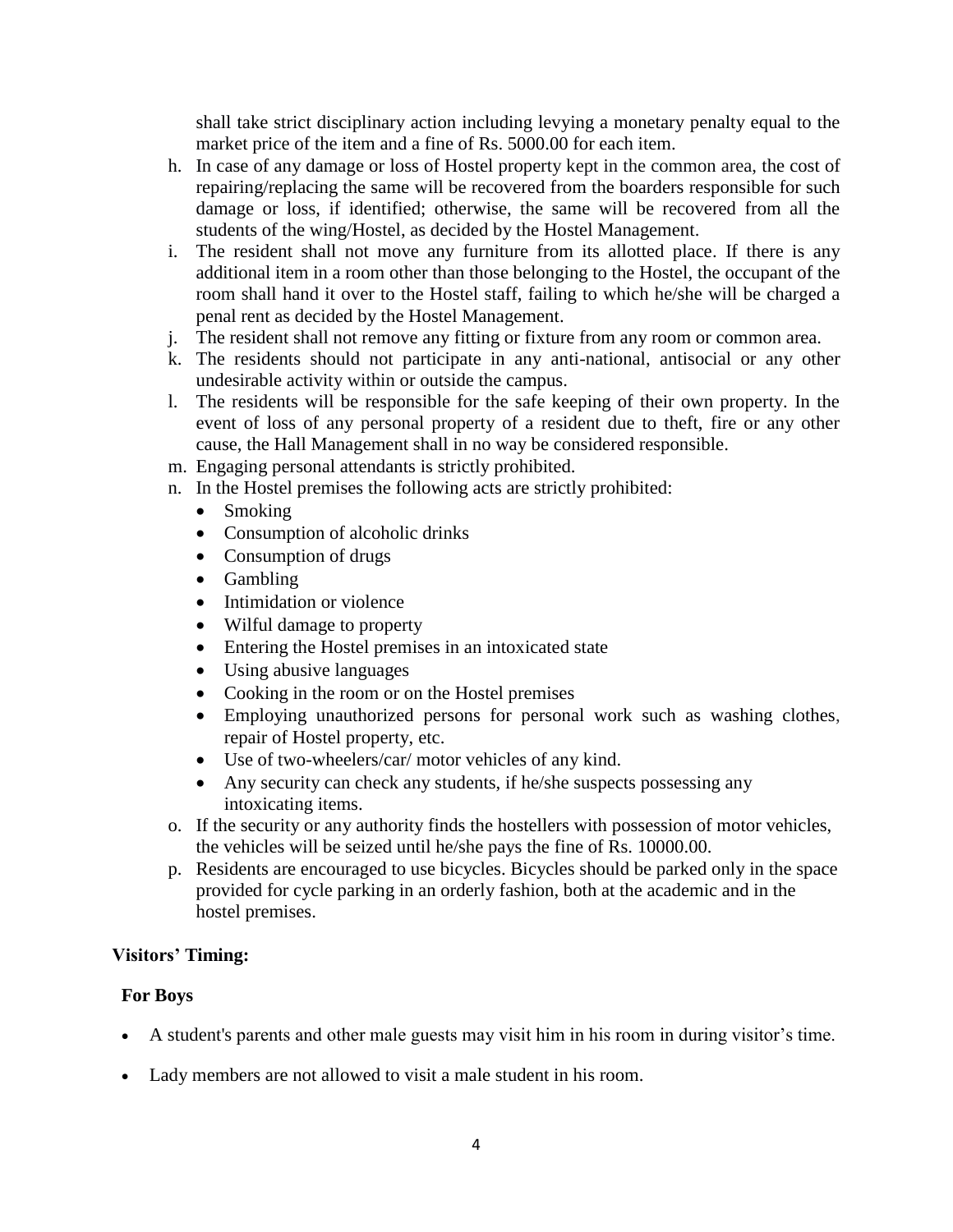shall take strict disciplinary action including levying a monetary penalty equal to the market price of the item and a fine of Rs. 5000.00 for each item.

h. In case of any damage or loss of Hostel property kept in the common area, the cost of repairing/replacing the same will be recovered from the boarders responsible for such damage or loss, if identified; otherwise, the same will be recovered from all the students of the wing/Hostel, as decided by the Hostel Management.
i. The resident shall not move any furniture from its allotted place. If there is any additional item in a room other than those belonging to the Hostel, the occupant of the room shall hand it over to the Hostel staff, failing to which he/she will be charged a penal rent as decided by the Hostel Management.
j. The resident shall not remove any fitting or fixture from any room or common area.
k. The residents should not participate in any anti-national, antisocial or any other undesirable activity within or outside the campus.
l. The residents will be responsible for the safe keeping of their own property. In the event of loss of any personal property of a resident due to theft, fire or any other cause, the Hall Management shall in no way be considered responsible.
m. Engaging personal attendants is strictly prohibited.
n. In the Hostel premises the following acts are strictly prohibited:
    - Smoking
    - Consumption of alcoholic drinks
    - Consumption of drugs
    - Gambling
    - Intimidation or violence
    - Wilful damage to property
    - Entering the Hostel premises in an intoxicated state
    - Using abusive languages
    - Cooking in the room or on the Hostel premises
    - Employing unauthorized persons for personal work such as washing clothes, repair of Hostel property, etc.
    - Use of two-wheelers/car/ motor vehicles of any kind.
    - Any security can check any students, if he/she suspects possessing any intoxicating items.
o. If the security or any authority finds the hostellers with possession of motor vehicles, the vehicles will be seized until he/she pays the fine of Rs. 10000.00.
p. Residents are encouraged to use bicycles. Bicycles should be parked only in the space provided for cycle parking in an orderly fashion, both at the academic and in the hostel premises.

**Visitors' Timing:**

**For Boys**

- A student's parents and other male guests may visit him in his room in during visitor's time.
- Lady members are not allowed to visit a male student in his room.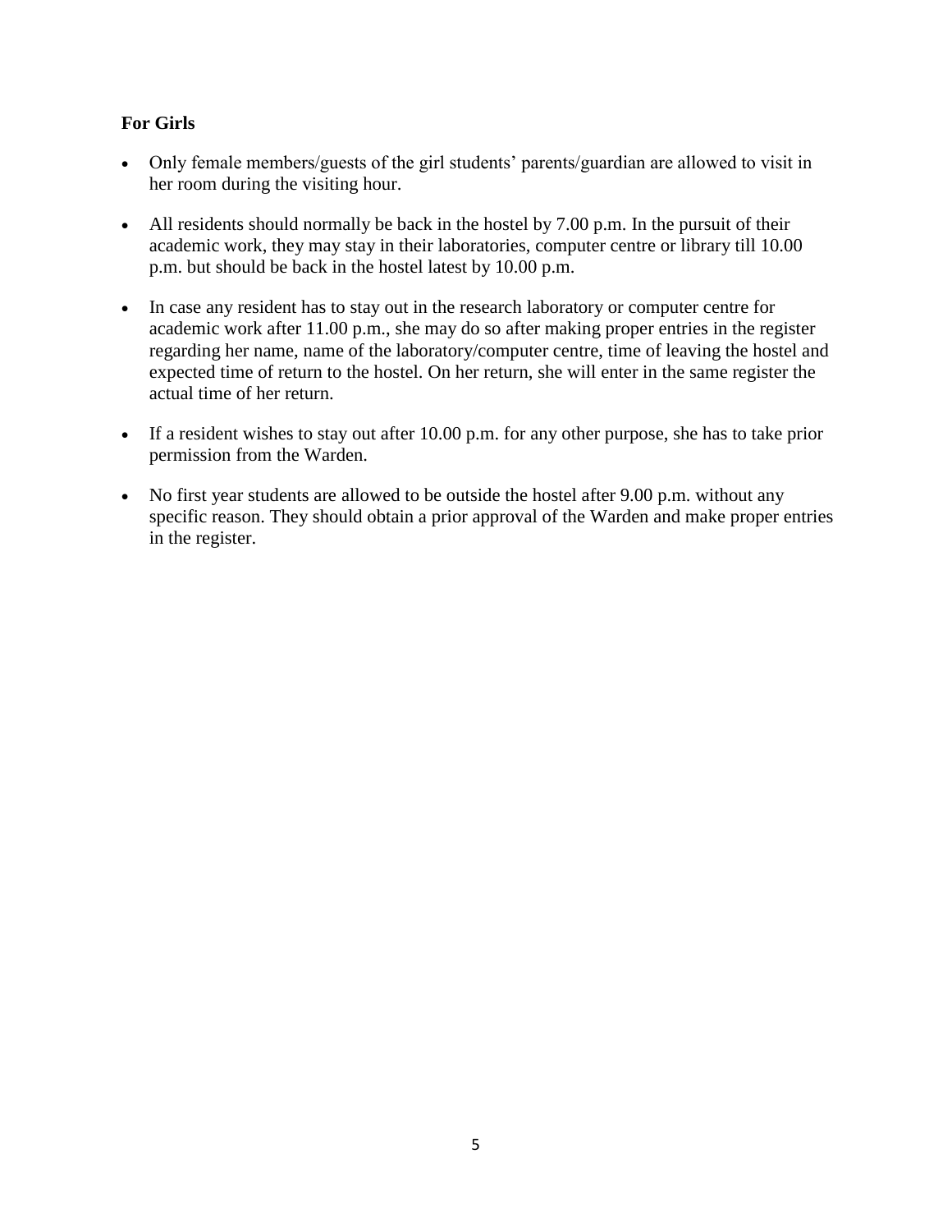**For Girls**

- Only female members/guests of the girl students' parents/guardian are allowed to visit in her room during the visiting hour.
- All residents should normally be back in the hostel by 7.00 p.m. In the pursuit of their academic work, they may stay in their laboratories, computer centre or library till 10.00 p.m. but should be back in the hostel latest by 10.00 p.m.
- In case any resident has to stay out in the research laboratory or computer centre for academic work after 11.00 p.m., she may do so after making proper entries in the register regarding her name, name of the laboratory/computer centre, time of leaving the hostel and expected time of return to the hostel. On her return, she will enter in the same register the actual time of her return.
- If a resident wishes to stay out after 10.00 p.m. for any other purpose, she has to take prior permission from the Warden.
- No first year students are allowed to be outside the hostel after 9.00 p.m. without any specific reason. They should obtain a prior approval of the Warden and make proper entries in the register.